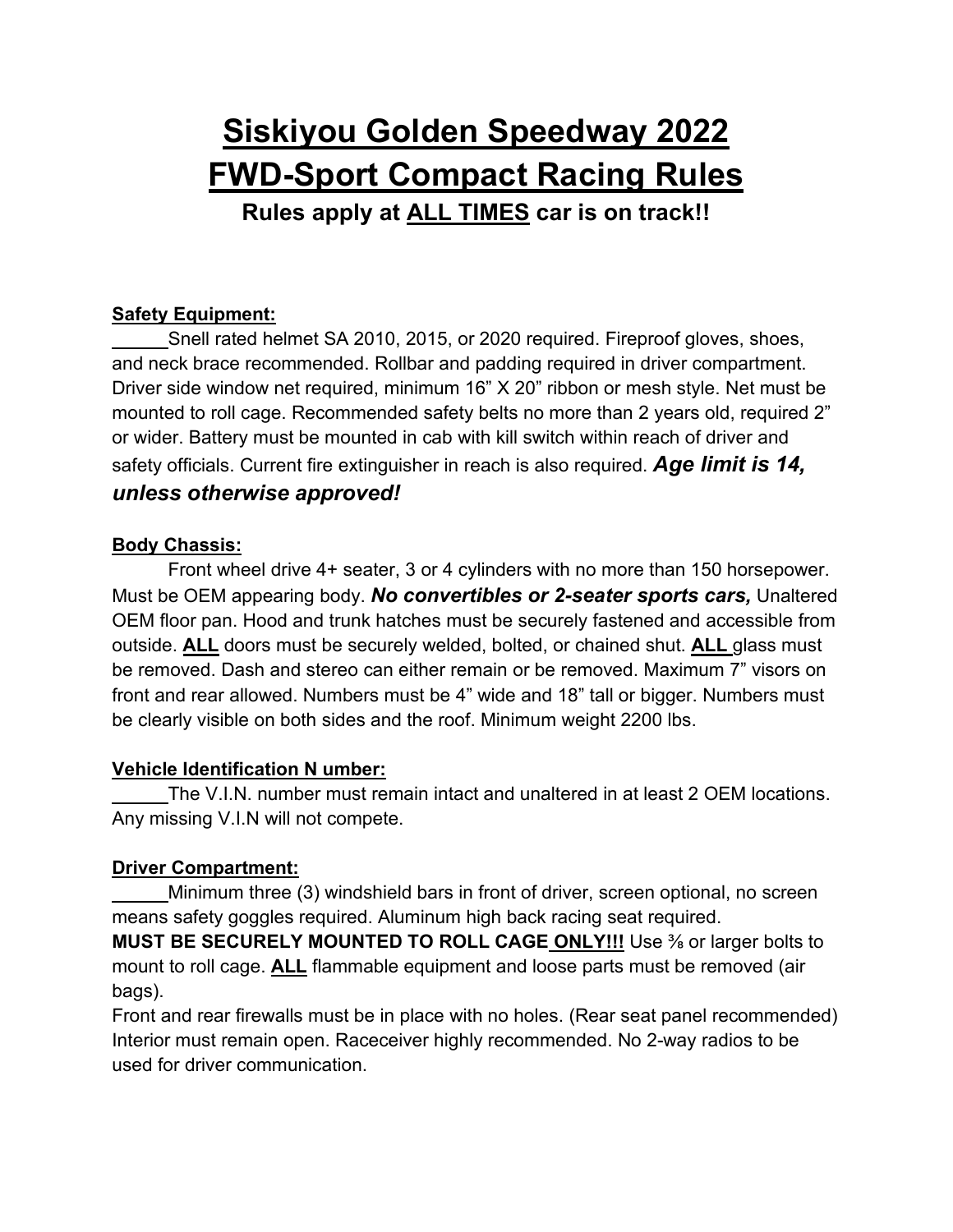# Siskiyou Golden Speedway 2022
# FWD-Sport Compact Racing Rules

**Rules apply at ALL TIMES car is on track!!**

**Safety Equipment:**

_____Snell rated helmet SA 2010, 2015, or 2020 required. Fireproof gloves, shoes, and neck brace recommended. Rollbar and padding required in driver compartment. Driver side window net required, minimum 16" X 20" ribbon or mesh style. Net must be mounted to roll cage. Recommended safety belts no more than 2 years old, required 2" or wider. Battery must be mounted in cab with kill switch within reach of driver and safety officials. Current fire extinguisher in reach is also required. ***Age limit is 14, unless otherwise approved!***

**Body Chassis:**

Front wheel drive 4+ seater, 3 or 4 cylinders with no more than 150 horsepower. Must be OEM appearing body. ***No convertibles or 2-seater sports cars,*** Unaltered OEM floor pan. Hood and trunk hatches must be securely fastened and accessible from outside. **ALL** doors must be securely welded, bolted, or chained shut. **ALL** glass must be removed. Dash and stereo can either remain or be removed. Maximum 7" visors on front and rear allowed. Numbers must be 4" wide and 18" tall or bigger. Numbers must be clearly visible on both sides and the roof. Minimum weight 2200 lbs.

**Vehicle Identification N umber:**

_____The V.I.N. number must remain intact and unaltered in at least 2 OEM locations. Any missing V.I.N will not compete.

**Driver Compartment:**

_____Minimum three (3) windshield bars in front of driver, screen optional, no screen means safety goggles required. Aluminum high back racing seat required.
**MUST BE SECURELY MOUNTED TO ROLL CAGE ONLY!!!** Use ⅜ or larger bolts to mount to roll cage. **ALL** flammable equipment and loose parts must be removed (air bags).
Front and rear firewalls must be in place with no holes. (Rear seat panel recommended)
Interior must remain open. Raceceiver highly recommended. No 2-way radios to be used for driver communication.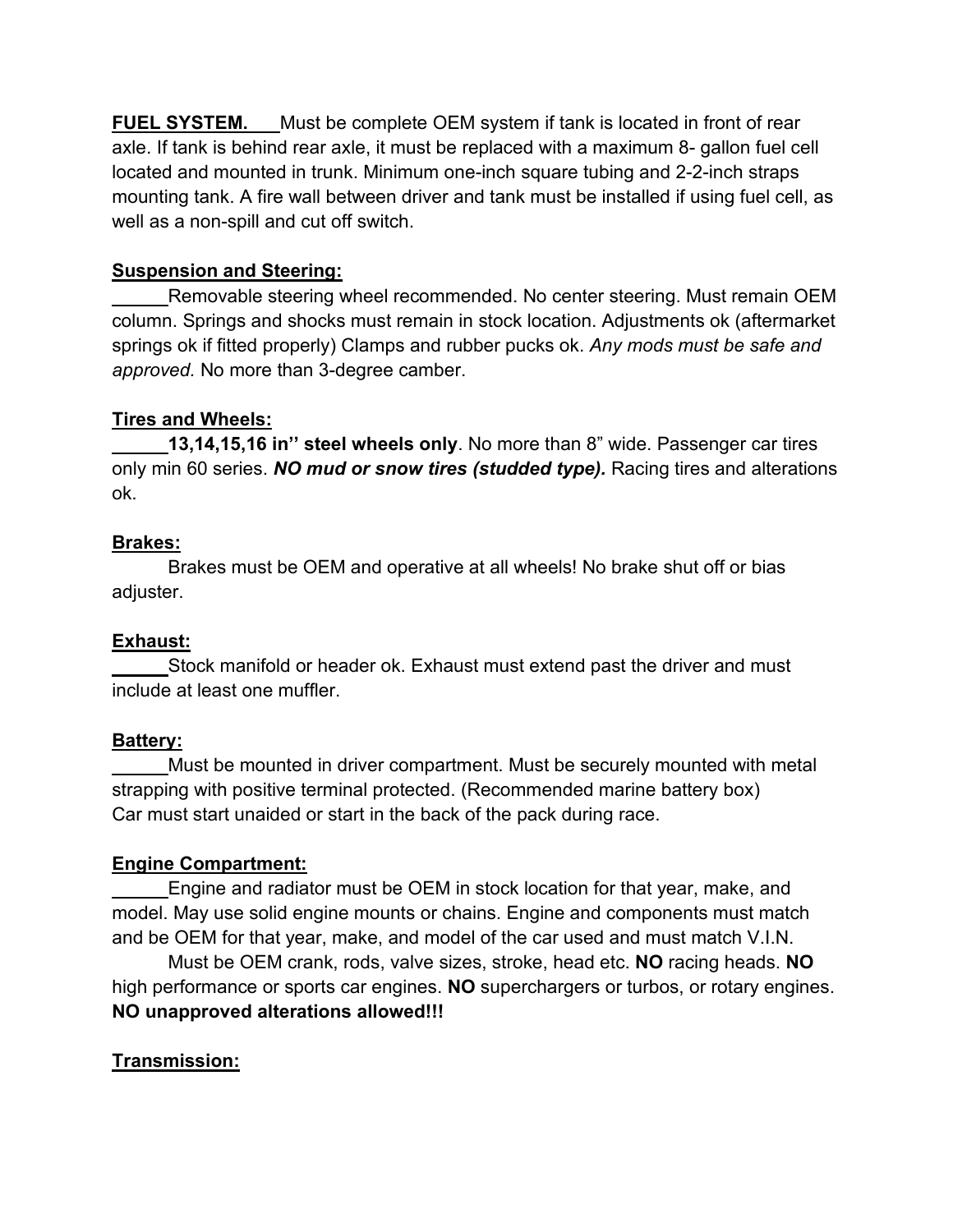**FUEL SYSTEM.** Must be complete OEM system if tank is located in front of rear axle. If tank is behind rear axle, it must be replaced with a maximum 8- gallon fuel cell located and mounted in trunk. Minimum one-inch square tubing and 2-2-inch straps mounting tank. A fire wall between driver and tank must be installed if using fuel cell, as well as a non-spill and cut off switch.

**Suspension and Steering:**

_____Removable steering wheel recommended. No center steering. Must remain OEM column. Springs and shocks must remain in stock location. Adjustments ok (aftermarket springs ok if fitted properly) Clamps and rubber pucks ok. *Any mods must be safe and approved.* No more than 3-degree camber.

**Tires and Wheels:**

_____**13,14,15,16 in'' steel wheels only**. No more than 8" wide. Passenger car tires only min 60 series. ***NO mud or snow tires (studded type).*** Racing tires and alterations ok.

**Brakes:**

Brakes must be OEM and operative at all wheels! No brake shut off or bias adjuster.

**Exhaust:**

_____Stock manifold or header ok. Exhaust must extend past the driver and must include at least one muffler.

**Battery:**

_____Must be mounted in driver compartment. Must be securely mounted with metal strapping with positive terminal protected. (Recommended marine battery box)
Car must start unaided or start in the back of the pack during race.

**Engine Compartment:**

_____Engine and radiator must be OEM in stock location for that year, make, and model. May use solid engine mounts or chains. Engine and components must match and be OEM for that year, make, and model of the car used and must match V.I.N.

Must be OEM crank, rods, valve sizes, stroke, head etc. **NO** racing heads. **NO** high performance or sports car engines. **NO** superchargers or turbos, or rotary engines. **NO unapproved alterations allowed!!!**

**Transmission:**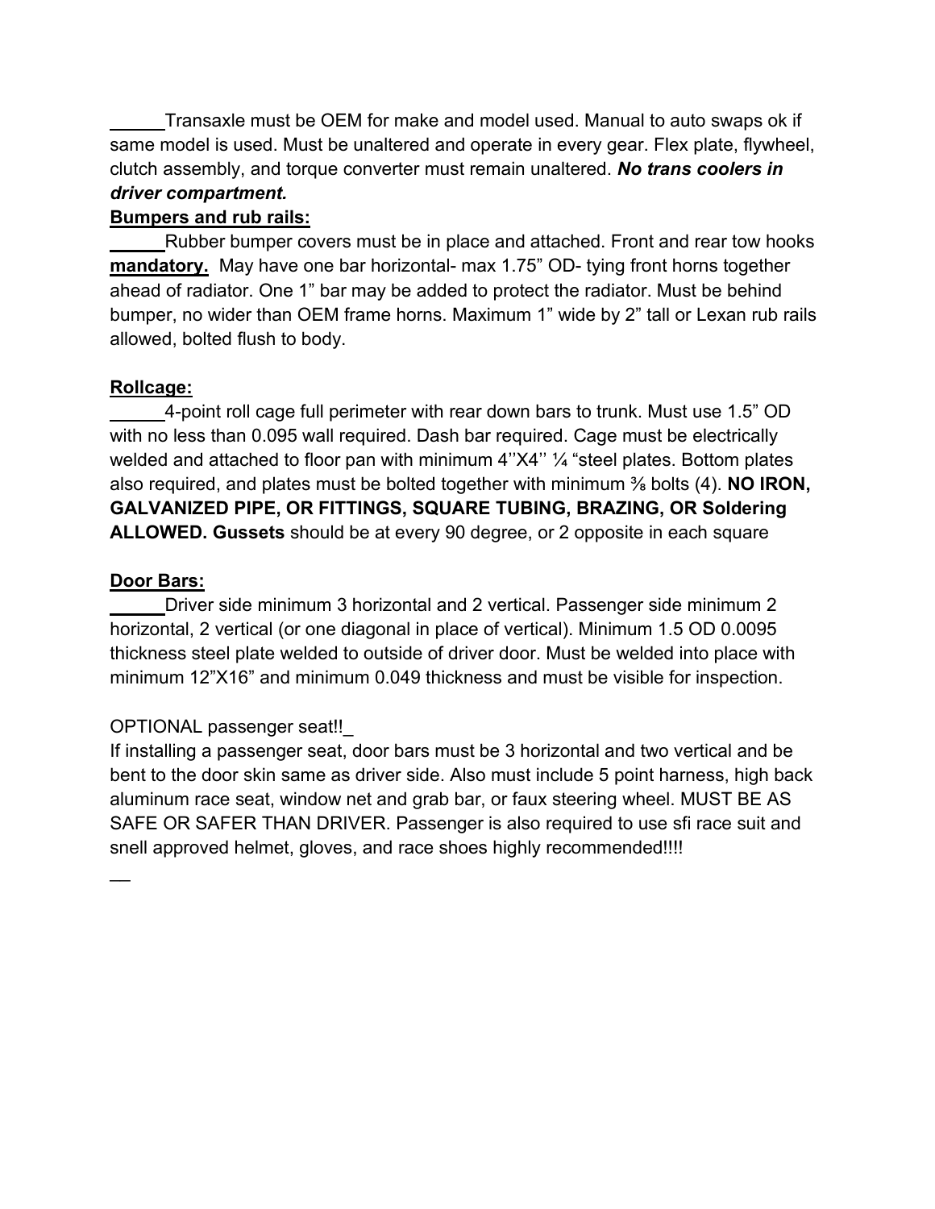______Transaxle must be OEM for make and model used. Manual to auto swaps ok if same model is used. Must be unaltered and operate in every gear. Flex plate, flywheel, clutch assembly, and torque converter must remain unaltered. ***No trans coolers in driver compartment.***

**Bumpers and rub rails:**

______Rubber bumper covers must be in place and attached. Front and rear tow hooks **mandatory.** May have one bar horizontal- max 1.75" OD- tying front horns together ahead of radiator. One 1" bar may be added to protect the radiator. Must be behind bumper, no wider than OEM frame horns. Maximum 1" wide by 2" tall or Lexan rub rails allowed, bolted flush to body.

**Rollcage:**

______4-point roll cage full perimeter with rear down bars to trunk. Must use 1.5" OD with no less than 0.095 wall required. Dash bar required. Cage must be electrically welded and attached to floor pan with minimum 4''X4'' ¼ "steel plates. Bottom plates also required, and plates must be bolted together with minimum ⅜ bolts (4). **NO IRON, GALVANIZED PIPE, OR FITTINGS, SQUARE TUBING, BRAZING, OR Soldering ALLOWED. Gussets** should be at every 90 degree, or 2 opposite in each square

**Door Bars:**

______Driver side minimum 3 horizontal and 2 vertical. Passenger side minimum 2 horizontal, 2 vertical (or one diagonal in place of vertical). Minimum 1.5 OD 0.0095 thickness steel plate welded to outside of driver door. Must be welded into place with minimum 12"X16" and minimum 0.049 thickness and must be visible for inspection.

OPTIONAL passenger seat!!_

If installing a passenger seat, door bars must be 3 horizontal and two vertical and be bent to the door skin same as driver side. Also must include 5 point harness, high back aluminum race seat, window net and grab bar, or faux steering wheel. MUST BE AS SAFE OR SAFER THAN DRIVER. Passenger is also required to use sfi race suit and snell approved helmet, gloves, and race shoes highly recommended!!!!

__